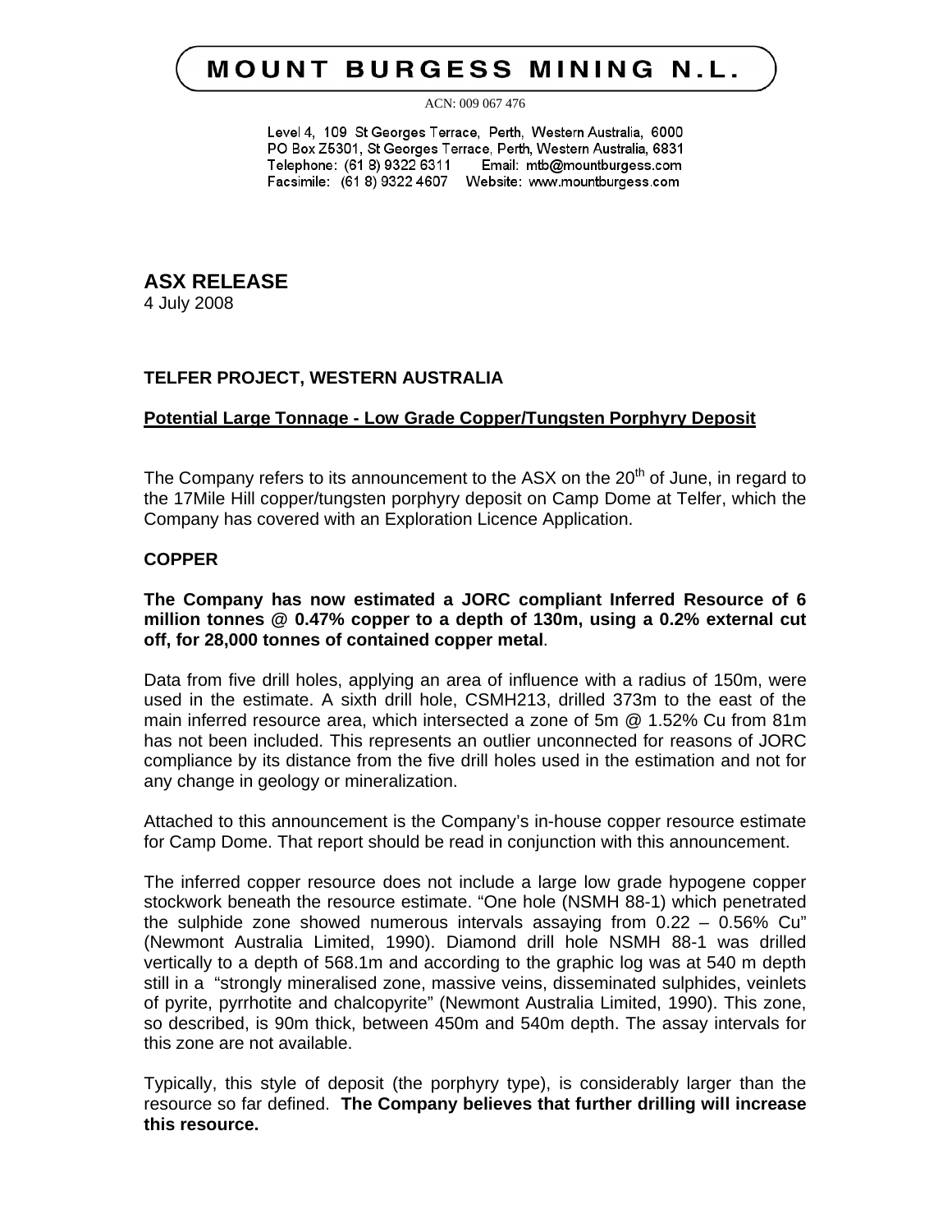# MOUNT BURGESS MINING N.L.

ACN: 009 067 476

Level 4, 109 St Georges Terrace, Perth, Western Australia, 6000
PO Box Z5301, St Georges Terrace, Perth, Western Australia, 6831
Telephone: (61 8) 9322 6311 Email: mtb@mountburgess.com
Facsimile: (61 8) 9322 4607 Website: www.mountburgess.com

## ASX RELEASE

4 July 2008

### TELFER PROJECT, WESTERN AUSTRALIA

**Potential Large Tonnage - Low Grade Copper/Tungsten Porphyry Deposit**

The Company refers to its announcement to the ASX on the 20th of June, in regard to the 17Mile Hill copper/tungsten porphyry deposit on Camp Dome at Telfer, which the Company has covered with an Exploration Licence Application.

### COPPER

**The Company has now estimated a JORC compliant Inferred Resource of 6 million tonnes @ 0.47% copper to a depth of 130m, using a 0.2% external cut off, for 28,000 tonnes of contained copper metal**.

Data from five drill holes, applying an area of influence with a radius of 150m, were used in the estimate. A sixth drill hole, CSMH213, drilled 373m to the east of the main inferred resource area, which intersected a zone of 5m @ 1.52% Cu from 81m has not been included. This represents an outlier unconnected for reasons of JORC compliance by its distance from the five drill holes used in the estimation and not for any change in geology or mineralization.

Attached to this announcement is the Company's in-house copper resource estimate for Camp Dome. That report should be read in conjunction with this announcement.

The inferred copper resource does not include a large low grade hypogene copper stockwork beneath the resource estimate. "One hole (NSMH 88-1) which penetrated the sulphide zone showed numerous intervals assaying from 0.22 – 0.56% Cu" (Newmont Australia Limited, 1990). Diamond drill hole NSMH 88-1 was drilled vertically to a depth of 568.1m and according to the graphic log was at 540 m depth still in a "strongly mineralised zone, massive veins, disseminated sulphides, veinlets of pyrite, pyrrhotite and chalcopyrite" (Newmont Australia Limited, 1990). This zone, so described, is 90m thick, between 450m and 540m depth. The assay intervals for this zone are not available.

Typically, this style of deposit (the porphyry type), is considerably larger than the resource so far defined. **The Company believes that further drilling will increase this resource.**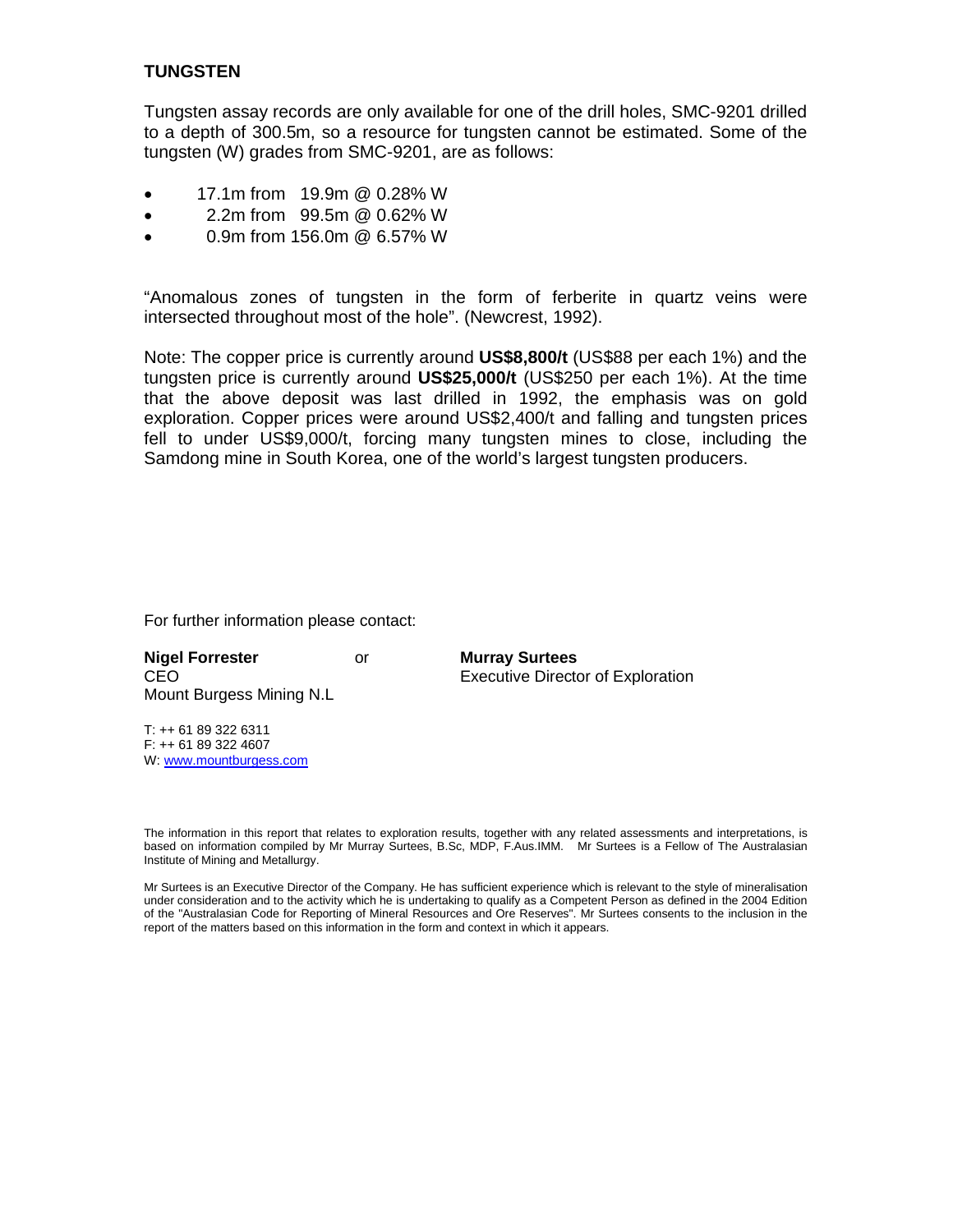## TUNGSTEN

Tungsten assay records are only available for one of the drill holes, SMC-9201 drilled to a depth of 300.5m, so a resource for tungsten cannot be estimated. Some of the tungsten (W) grades from SMC-9201, are as follows:

- 17.1m from 19.9m @ 0.28% W
- 2.2m from 99.5m @ 0.62% W
- 0.9m from 156.0m @ 6.57% W

"Anomalous zones of tungsten in the form of ferberite in quartz veins were intersected throughout most of the hole". (Newcrest, 1992).

Note: The copper price is currently around **US$8,800/t** (US$88 per each 1%) and the tungsten price is currently around **US$25,000/t** (US$250 per each 1%). At the time that the above deposit was last drilled in 1992, the emphasis was on gold exploration. Copper prices were around US$2,400/t and falling and tungsten prices fell to under US$9,000/t, forcing many tungsten mines to close, including the Samdong mine in South Korea, one of the world's largest tungsten producers.

For further information please contact:

**Nigel Forrester**
CEO
Mount Burgess Mining N.L

or

**Murray Surtees**
Executive Director of Exploration

T: ++ 61 89 322 6311
F: ++ 61 89 322 4607
W: www.mountburgess.com

The information in this report that relates to exploration results, together with any related assessments and interpretations, is based on information compiled by Mr Murray Surtees, B.Sc, MDP, F.Aus.IMM. Mr Surtees is a Fellow of The Australasian Institute of Mining and Metallurgy.

Mr Surtees is an Executive Director of the Company. He has sufficient experience which is relevant to the style of mineralisation under consideration and to the activity which he is undertaking to qualify as a Competent Person as defined in the 2004 Edition of the "Australasian Code for Reporting of Mineral Resources and Ore Reserves". Mr Surtees consents to the inclusion in the report of the matters based on this information in the form and context in which it appears.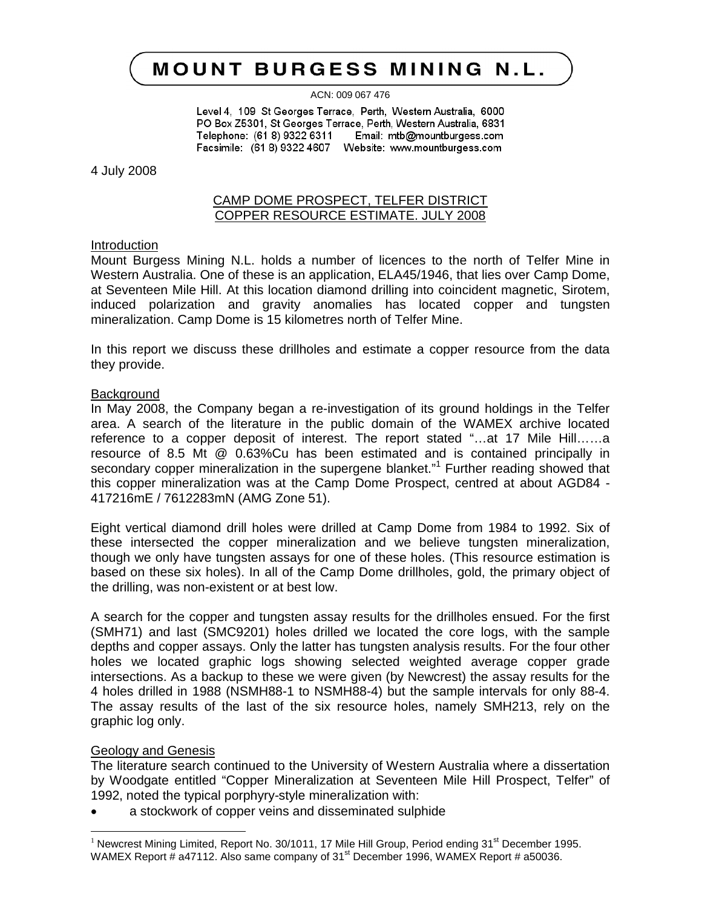# MOUNT BURGESS MINING N.L.

ACN: 009 067 476

Level 4, 109 St Georges Terrace, Perth, Western Australia, 6000
PO Box Z5301, St Georges Terrace, Perth, Western Australia, 6831
Telephone: (61 8) 9322 6311 Email: mtb@mountburgess.com
Facsimile: (61 8) 9322 4607 Website: www.mountburgess.com

4 July 2008

## CAMP DOME PROSPECT, TELFER DISTRICT
## COPPER RESOURCE ESTIMATE. JULY 2008

### Introduction

Mount Burgess Mining N.L. holds a number of licences to the north of Telfer Mine in Western Australia. One of these is an application, ELA45/1946, that lies over Camp Dome, at Seventeen Mile Hill. At this location diamond drilling into coincident magnetic, Sirotem, induced polarization and gravity anomalies has located copper and tungsten mineralization. Camp Dome is 15 kilometres north of Telfer Mine.

In this report we discuss these drillholes and estimate a copper resource from the data they provide.

### Background

In May 2008, the Company began a re-investigation of its ground holdings in the Telfer area. A search of the literature in the public domain of the WAMEX archive located reference to a copper deposit of interest. The report stated "…at 17 Mile Hill……a resource of 8.5 Mt @ 0.63%Cu has been estimated and is contained principally in secondary copper mineralization in the supergene blanket."[1] Further reading showed that this copper mineralization was at the Camp Dome Prospect, centred at about AGD84 - 417216mE / 7612283mN (AMG Zone 51).

Eight vertical diamond drill holes were drilled at Camp Dome from 1984 to 1992. Six of these intersected the copper mineralization and we believe tungsten mineralization, though we only have tungsten assays for one of these holes. (This resource estimation is based on these six holes). In all of the Camp Dome drillholes, gold, the primary object of the drilling, was non-existent or at best low.

A search for the copper and tungsten assay results for the drillholes ensued. For the first (SMH71) and last (SMC9201) holes drilled we located the core logs, with the sample depths and copper assays. Only the latter has tungsten analysis results. For the four other holes we located graphic logs showing selected weighted average copper grade intersections. As a backup to these we were given (by Newcrest) the assay results for the 4 holes drilled in 1988 (NSMH88-1 to NSMH88-4) but the sample intervals for only 88-4. The assay results of the last of the six resource holes, namely SMH213, rely on the graphic log only.

### Geology and Genesis

The literature search continued to the University of Western Australia where a dissertation by Woodgate entitled "Copper Mineralization at Seventeen Mile Hill Prospect, Telfer" of 1992, noted the typical porphyry-style mineralization with:

- a stockwork of copper veins and disseminated sulphide

[1] Newcrest Mining Limited, Report No. 30/1011, 17 Mile Hill Group, Period ending 31st December 1995. WAMEX Report # a47112. Also same company of 31st December 1996, WAMEX Report # a50036.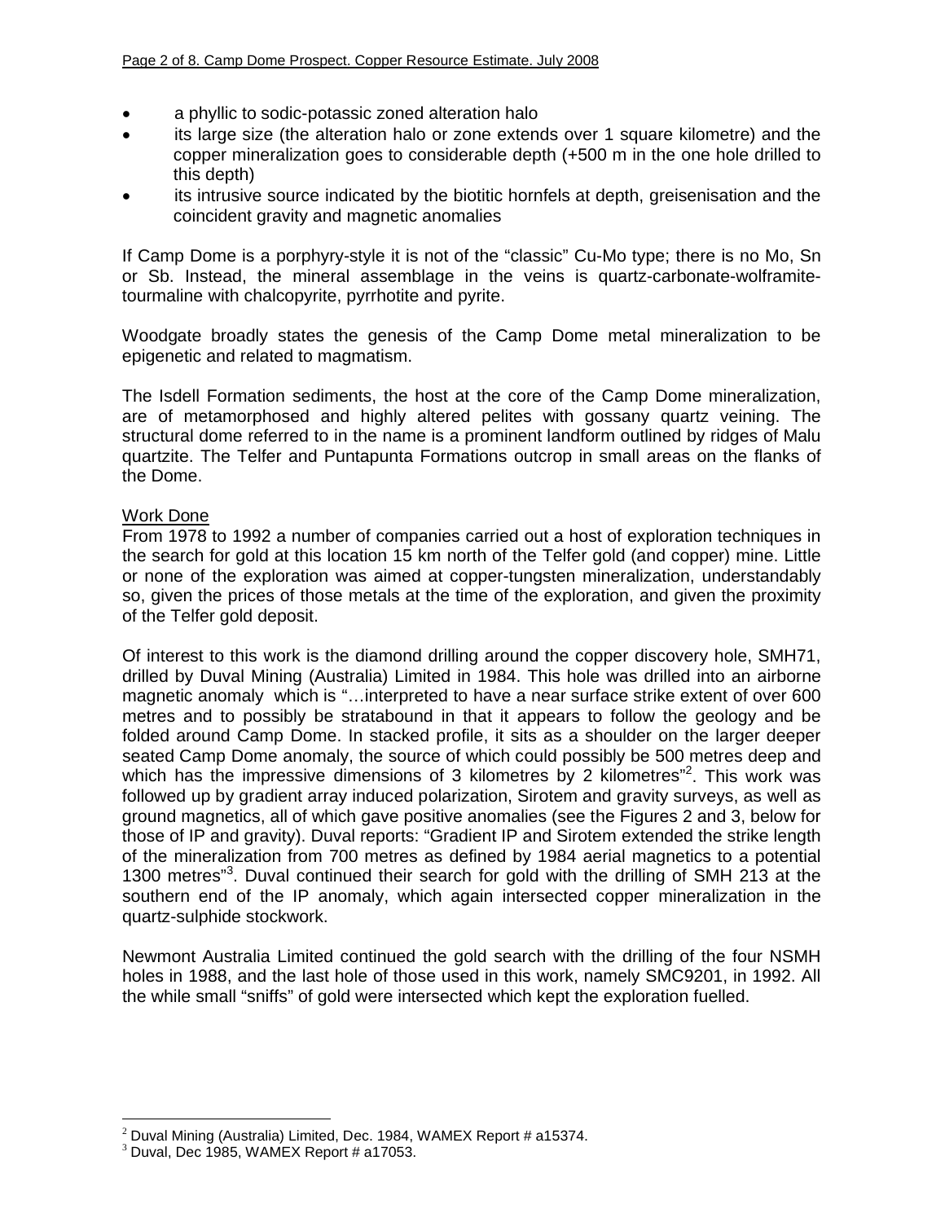- a phyllic to sodic-potassic zoned alteration halo
- its large size (the alteration halo or zone extends over 1 square kilometre) and the copper mineralization goes to considerable depth (+500 m in the one hole drilled to this depth)
- its intrusive source indicated by the biotitic hornfels at depth, greisenisation and the coincident gravity and magnetic anomalies

If Camp Dome is a porphyry-style it is not of the "classic" Cu-Mo type; there is no Mo, Sn or Sb. Instead, the mineral assemblage in the veins is quartz-carbonate-wolframite-tourmaline with chalcopyrite, pyrrhotite and pyrite.

Woodgate broadly states the genesis of the Camp Dome metal mineralization to be epigenetic and related to magmatism.

The Isdell Formation sediments, the host at the core of the Camp Dome mineralization, are of metamorphosed and highly altered pelites with gossany quartz veining. The structural dome referred to in the name is a prominent landform outlined by ridges of Malu quartzite. The Telfer and Puntapunta Formations outcrop in small areas on the flanks of the Dome.

## Work Done

From 1978 to 1992 a number of companies carried out a host of exploration techniques in the search for gold at this location 15 km north of the Telfer gold (and copper) mine. Little or none of the exploration was aimed at copper-tungsten mineralization, understandably so, given the prices of those metals at the time of the exploration, and given the proximity of the Telfer gold deposit.

Of interest to this work is the diamond drilling around the copper discovery hole, SMH71, drilled by Duval Mining (Australia) Limited in 1984. This hole was drilled into an airborne magnetic anomaly which is "…interpreted to have a near surface strike extent of over 600 metres and to possibly be stratabound in that it appears to follow the geology and be folded around Camp Dome. In stacked profile, it sits as a shoulder on the larger deeper seated Camp Dome anomaly, the source of which could possibly be 500 metres deep and which has the impressive dimensions of 3 kilometres by 2 kilometres"[2]. This work was followed up by gradient array induced polarization, Sirotem and gravity surveys, as well as ground magnetics, all of which gave positive anomalies (see the Figures 2 and 3, below for those of IP and gravity). Duval reports: "Gradient IP and Sirotem extended the strike length of the mineralization from 700 metres as defined by 1984 aerial magnetics to a potential 1300 metres"[3]. Duval continued their search for gold with the drilling of SMH 213 at the southern end of the IP anomaly, which again intersected copper mineralization in the quartz-sulphide stockwork.

Newmont Australia Limited continued the gold search with the drilling of the four NSMH holes in 1988, and the last hole of those used in this work, namely SMC9201, in 1992. All the while small "sniffs" of gold were intersected which kept the exploration fuelled.

---

[2] Duval Mining (Australia) Limited, Dec. 1984, WAMEX Report # a15374.

[3] Duval, Dec 1985, WAMEX Report # a17053.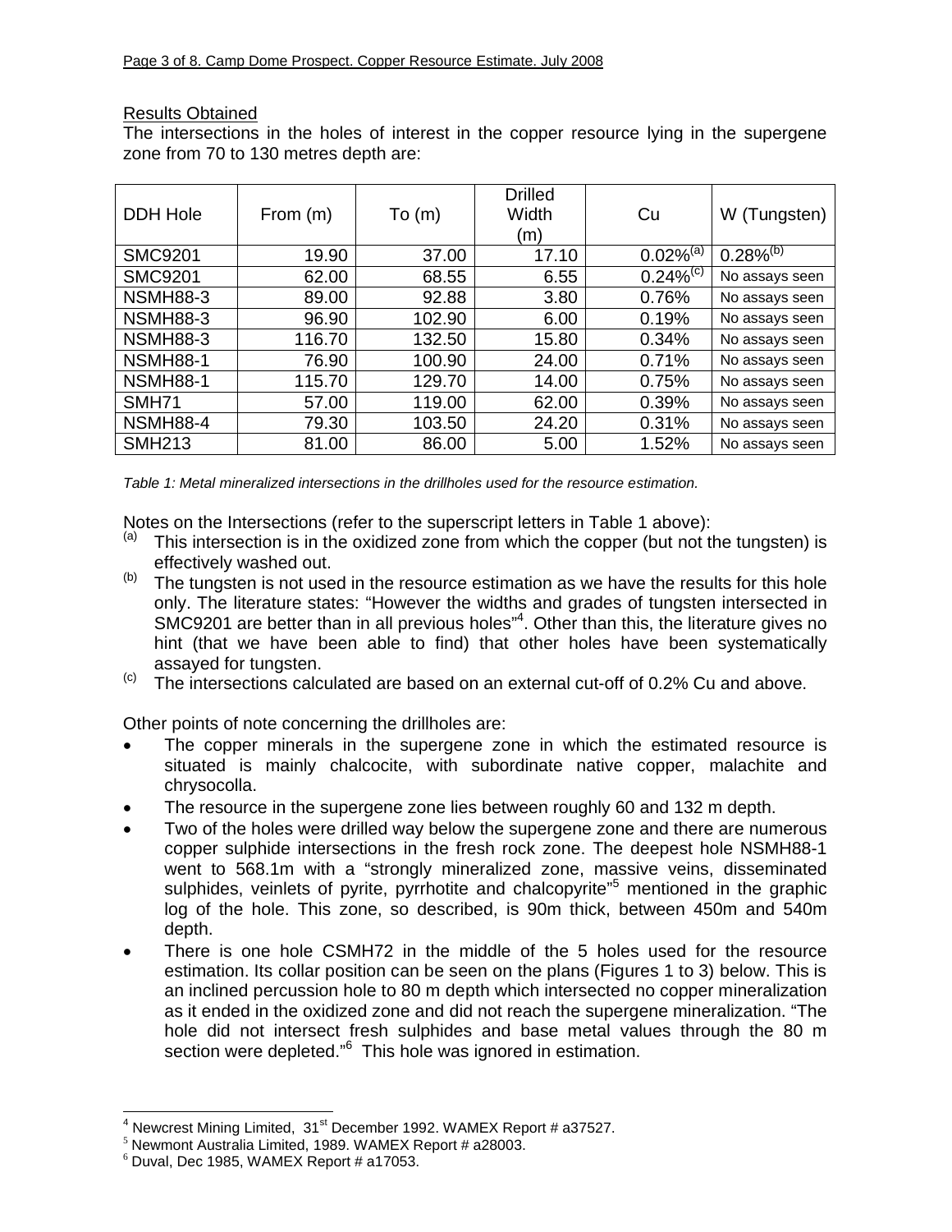## Results Obtained

The intersections in the holes of interest in the copper resource lying in the supergene zone from 70 to 130 metres depth are:

| DDH Hole | From (m) | To (m) | Drilled Width (m) | Cu | W (Tungsten) |
|---|---|---|---|---|---|
| SMC9201 | 19.90 | 37.00 | 17.10 | 0.02%[a] | 0.28%[b] |
| SMC9201 | 62.00 | 68.55 | 6.55 | 0.24%[c] | No assays seen |
| NSMH88-3 | 89.00 | 92.88 | 3.80 | 0.76% | No assays seen |
| NSMH88-3 | 96.90 | 102.90 | 6.00 | 0.19% | No assays seen |
| NSMH88-3 | 116.70 | 132.50 | 15.80 | 0.34% | No assays seen |
| NSMH88-1 | 76.90 | 100.90 | 24.00 | 0.71% | No assays seen |
| NSMH88-1 | 115.70 | 129.70 | 14.00 | 0.75% | No assays seen |
| SMH71 | 57.00 | 119.00 | 62.00 | 0.39% | No assays seen |
| NSMH88-4 | 79.30 | 103.50 | 24.20 | 0.31% | No assays seen |
| SMH213 | 81.00 | 86.00 | 5.00 | 1.52% | No assays seen |

*Table 1: Metal mineralized intersections in the drillholes used for the resource estimation.*

Notes on the Intersections (refer to the superscript letters in Table 1 above):

[a] This intersection is in the oxidized zone from which the copper (but not the tungsten) is effectively washed out.

[b] The tungsten is not used in the resource estimation as we have the results for this hole only. The literature states: "However the widths and grades of tungsten intersected in SMC9201 are better than in all previous holes"[4]. Other than this, the literature gives no hint (that we have been able to find) that other holes have been systematically assayed for tungsten.

[c] The intersections calculated are based on an external cut-off of 0.2% Cu and above.

Other points of note concerning the drillholes are:

- The copper minerals in the supergene zone in which the estimated resource is situated is mainly chalcocite, with subordinate native copper, malachite and chrysocolla.
- The resource in the supergene zone lies between roughly 60 and 132 m depth.
- Two of the holes were drilled way below the supergene zone and there are numerous copper sulphide intersections in the fresh rock zone. The deepest hole NSMH88-1 went to 568.1m with a "strongly mineralized zone, massive veins, disseminated sulphides, veinlets of pyrite, pyrrhotite and chalcopyrite"[5] mentioned in the graphic log of the hole. This zone, so described, is 90m thick, between 450m and 540m depth.
- There is one hole CSMH72 in the middle of the 5 holes used for the resource estimation. Its collar position can be seen on the plans (Figures 1 to 3) below. This is an inclined percussion hole to 80 m depth which intersected no copper mineralization as it ended in the oxidized zone and did not reach the supergene mineralization. "The hole did not intersect fresh sulphides and base metal values through the 80 m section were depleted."[6] This hole was ignored in estimation.

---

[4] Newcrest Mining Limited, 31st December 1992. WAMEX Report # a37527.

[5] Newmont Australia Limited, 1989. WAMEX Report # a28003.

[6] Duval, Dec 1985, WAMEX Report # a17053.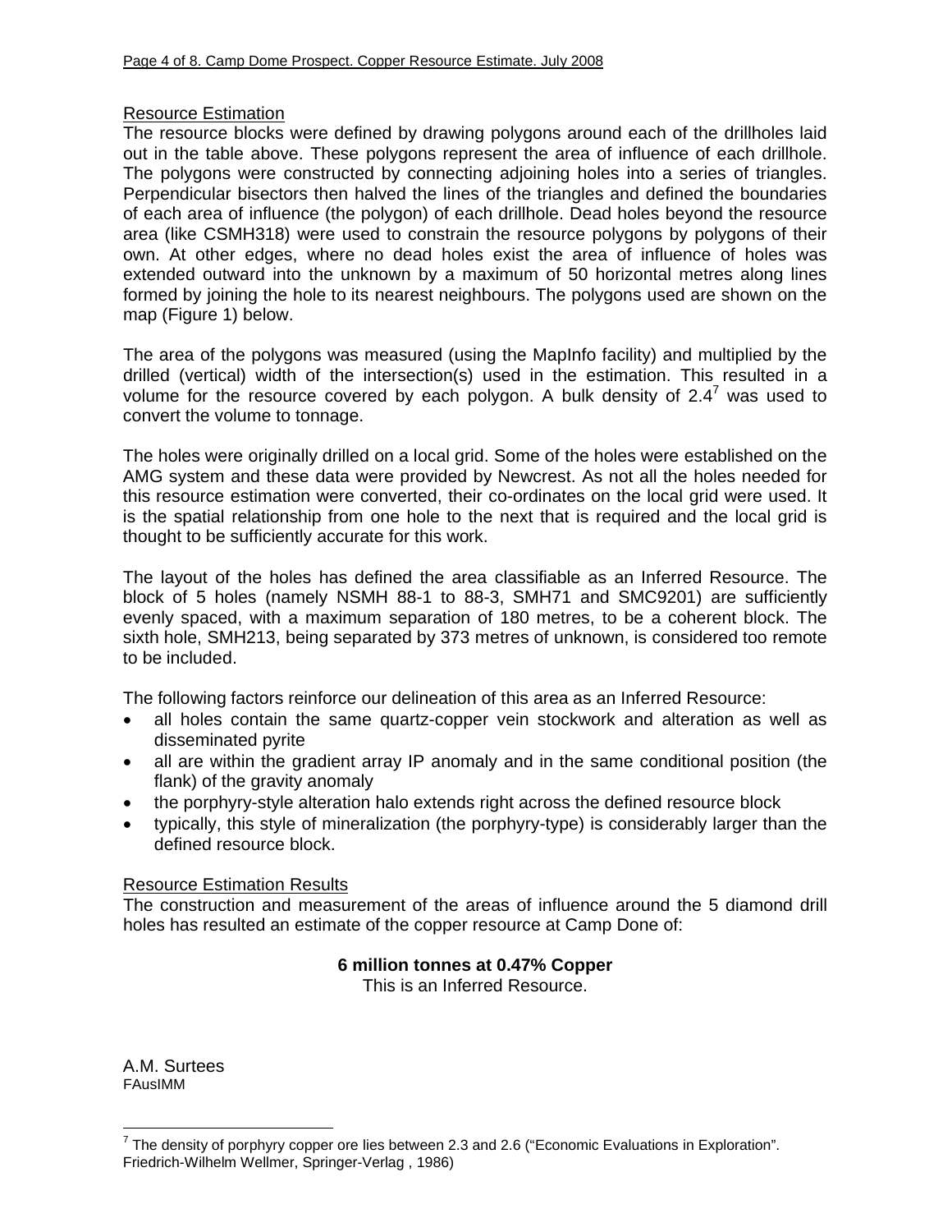## Resource Estimation

The resource blocks were defined by drawing polygons around each of the drillholes laid out in the table above. These polygons represent the area of influence of each drillhole. The polygons were constructed by connecting adjoining holes into a series of triangles. Perpendicular bisectors then halved the lines of the triangles and defined the boundaries of each area of influence (the polygon) of each drillhole. Dead holes beyond the resource area (like CSMH318) were used to constrain the resource polygons by polygons of their own. At other edges, where no dead holes exist the area of influence of holes was extended outward into the unknown by a maximum of 50 horizontal metres along lines formed by joining the hole to its nearest neighbours. The polygons used are shown on the map (Figure 1) below.

The area of the polygons was measured (using the MapInfo facility) and multiplied by the drilled (vertical) width of the intersection(s) used in the estimation. This resulted in a volume for the resource covered by each polygon. A bulk density of 2.4[7] was used to convert the volume to tonnage.

The holes were originally drilled on a local grid. Some of the holes were established on the AMG system and these data were provided by Newcrest. As not all the holes needed for this resource estimation were converted, their co-ordinates on the local grid were used. It is the spatial relationship from one hole to the next that is required and the local grid is thought to be sufficiently accurate for this work.

The layout of the holes has defined the area classifiable as an Inferred Resource. The block of 5 holes (namely NSMH 88-1 to 88-3, SMH71 and SMC9201) are sufficiently evenly spaced, with a maximum separation of 180 metres, to be a coherent block. The sixth hole, SMH213, being separated by 373 metres of unknown, is considered too remote to be included.

The following factors reinforce our delineation of this area as an Inferred Resource:

- all holes contain the same quartz-copper vein stockwork and alteration as well as disseminated pyrite
- all are within the gradient array IP anomaly and in the same conditional position (the flank) of the gravity anomaly
- the porphyry-style alteration halo extends right across the defined resource block
- typically, this style of mineralization (the porphyry-type) is considerably larger than the defined resource block.

## Resource Estimation Results

The construction and measurement of the areas of influence around the 5 diamond drill holes has resulted an estimate of the copper resource at Camp Done of:

**6 million tonnes at 0.47% Copper**

This is an Inferred Resource.

A.M. Surtees
FAusIMM

---

[7] The density of porphyry copper ore lies between 2.3 and 2.6 ("Economic Evaluations in Exploration". Friedrich-Wilhelm Wellmer, Springer-Verlag , 1986)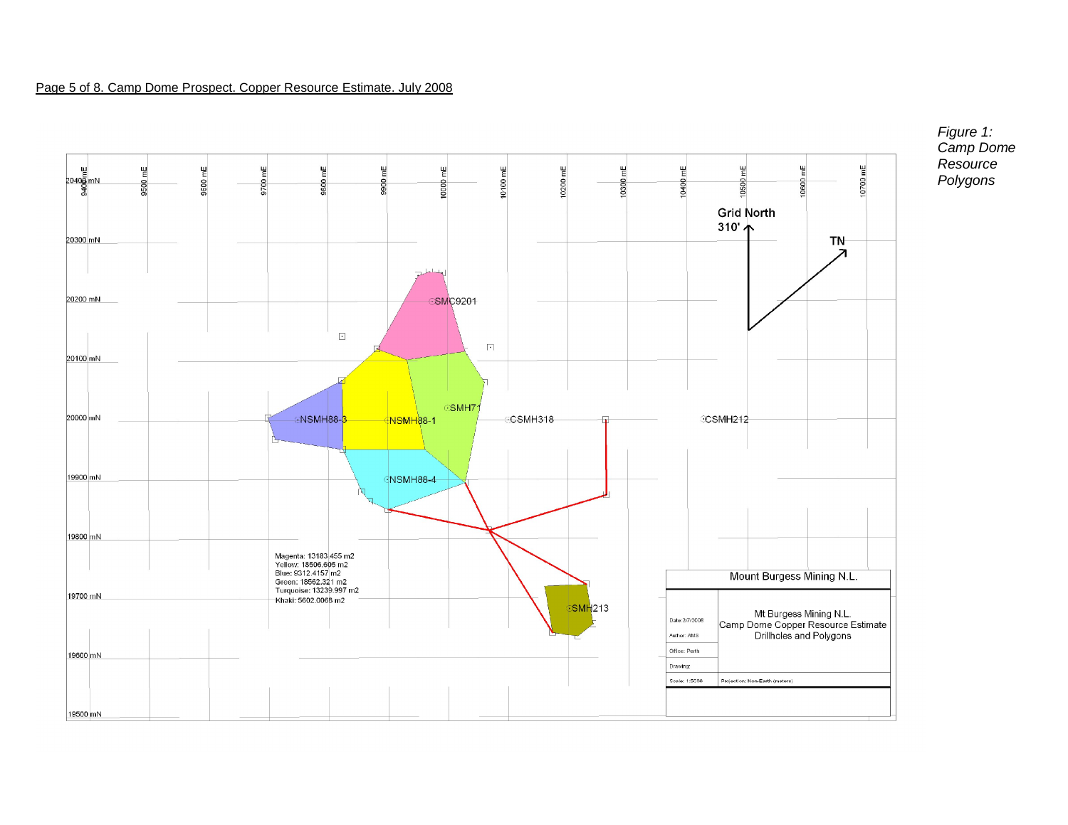Page 5 of 8. Camp Dome Prospect. Copper Resource Estimate. July 2008

*Figure 1: Camp Dome Resource Polygons*

Grid North 310°

TN

SMC9201

SMH71

NSMH88-3

NSMH88-1

CSMH318

CSMH212

NSMH88-4

SMH213

Magenta: 13183.455 m2
Yellow: 18506.605 m2
Blue: 9312.4157 m2
Green: 18562.321 m2
Turquoise: 13239.997 m2
Khaki: 5602.0068 m2

Mount Burgess Mining N.L.

Mt Burgess Mining N.L.
Camp Dome Copper Resource Estimate
Drillholes and Polygons

Date: 2/7/2008

Author: AMS

Office: Perth

Drawing:

Scale: 1:5000

Projection: Non-Earth (meters)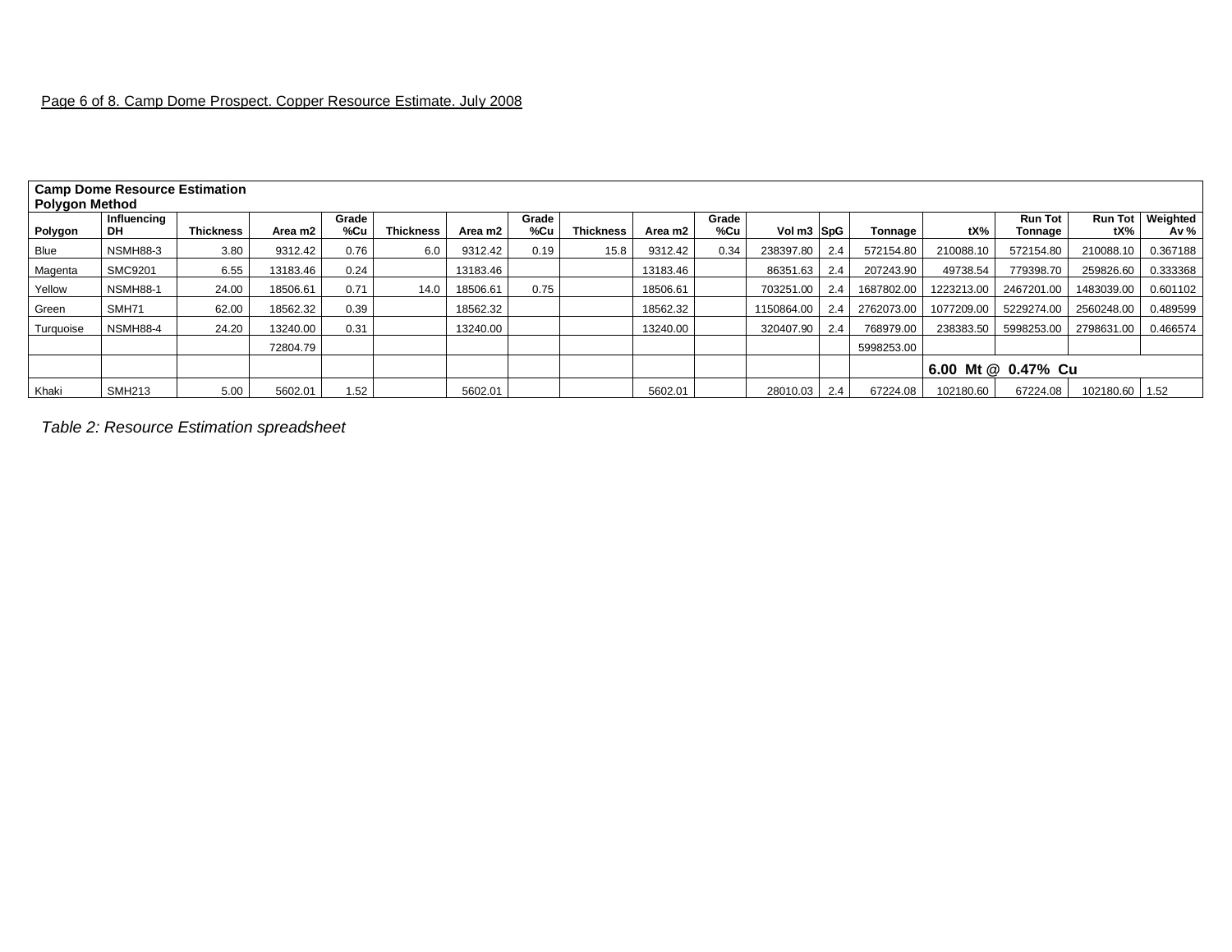| Camp Dome Resource Estimation Polygon Method | | | | | | | | | | | | | | | | | |
|---|---|---|---|---|---|---|---|---|---|---|---|---|---|---|---|---|---|
| **Polygon** | **Influencing DH** | **Thickness** | **Area m2** | **Grade %Cu** | **Thickness** | **Area m2** | **Grade %Cu** | **Thickness** | **Area m2** | **Grade %Cu** | **Vol m3** | **SpG** | **Tonnage** | **tX%** | **Run Tot Tonnage** | **Run Tot tX%** | **Weighted Av %** |
| Blue | NSMH88-3 | 3.80 | 9312.42 | 0.76 | 6.0 | 9312.42 | 0.19 | 15.8 | 9312.42 | 0.34 | 238397.80 | 2.4 | 572154.80 | 210088.10 | 572154.80 | 210088.10 | 0.367188 |
| Magenta | SMC9201 | 6.55 | 13183.46 | 0.24 | | 13183.46 | | | 13183.46 | | 86351.63 | 2.4 | 207243.90 | 49738.54 | 779398.70 | 259826.60 | 0.333368 |
| Yellow | NSMH88-1 | 24.00 | 18506.61 | 0.71 | 14.0 | 18506.61 | 0.75 | | 18506.61 | | 703251.00 | 2.4 | 1687802.00 | 1223213.00 | 2467201.00 | 1483039.00 | 0.601102 |
| Green | SMH71 | 62.00 | 18562.32 | 0.39 | | 18562.32 | | | 18562.32 | | 1150864.00 | 2.4 | 2762073.00 | 1077209.00 | 5229274.00 | 2560248.00 | 0.489599 |
| Turquoise | NSMH88-4 | 24.20 | 13240.00 | 0.31 | | 13240.00 | | | 13240.00 | | 320407.90 | 2.4 | 768979.00 | 238383.50 | 5998253.00 | 2798631.00 | 0.466574 |
| | | | 72804.79 | | | | | | | | | | 5998253.00 | | | | |
| | | | | | | | | | | | | | | **6.00 Mt @ 0.47% Cu** | | | |
| Khaki | SMH213 | 5.00 | 5602.01 | 1.52 | | 5602.01 | | | 5602.01 | | 28010.03 | 2.4 | 67224.08 | 102180.60 | 67224.08 | 102180.60 | 1.52 |

*Table 2: Resource Estimation spreadsheet*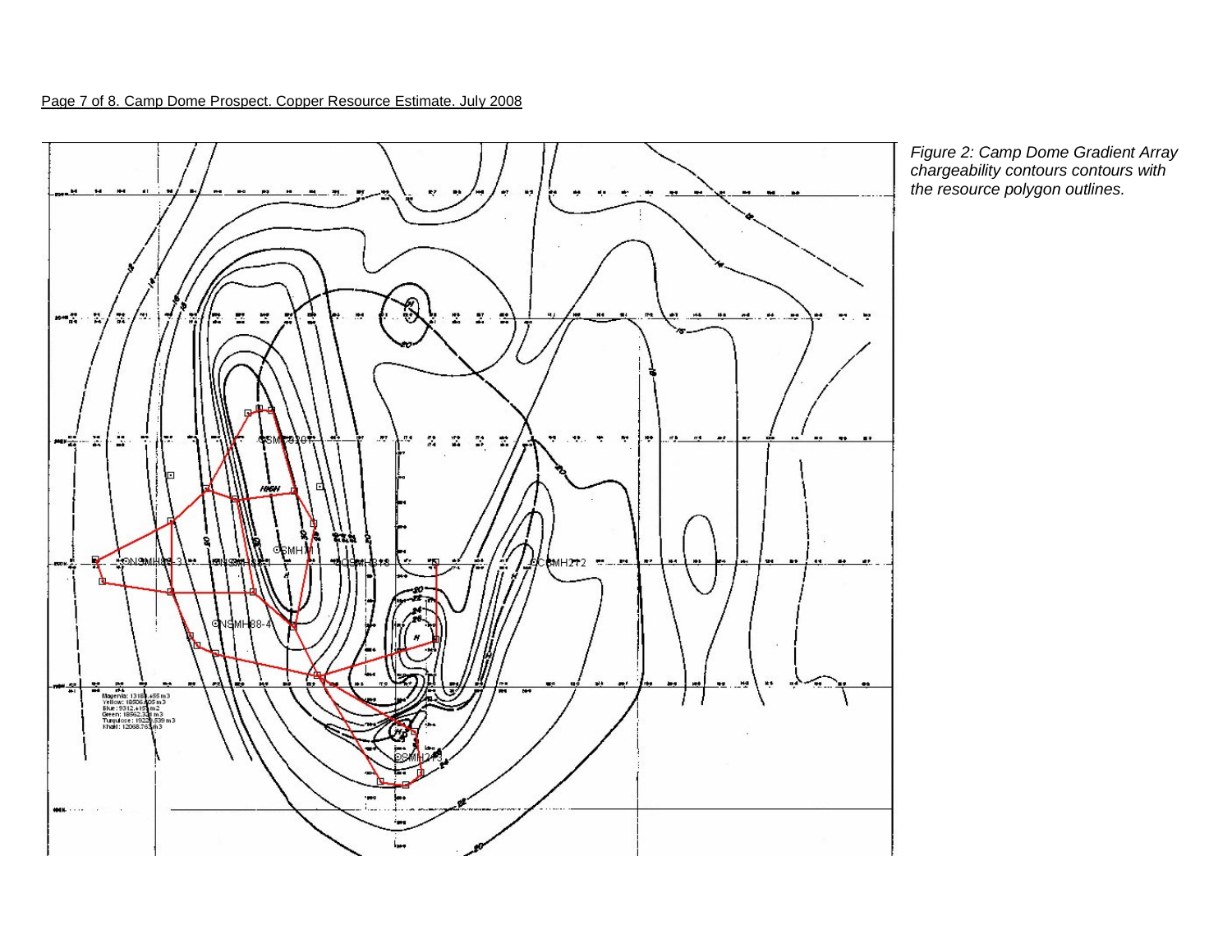*Figure 2: Camp Dome Gradient Array chargeability contours contours with the resource polygon outlines.*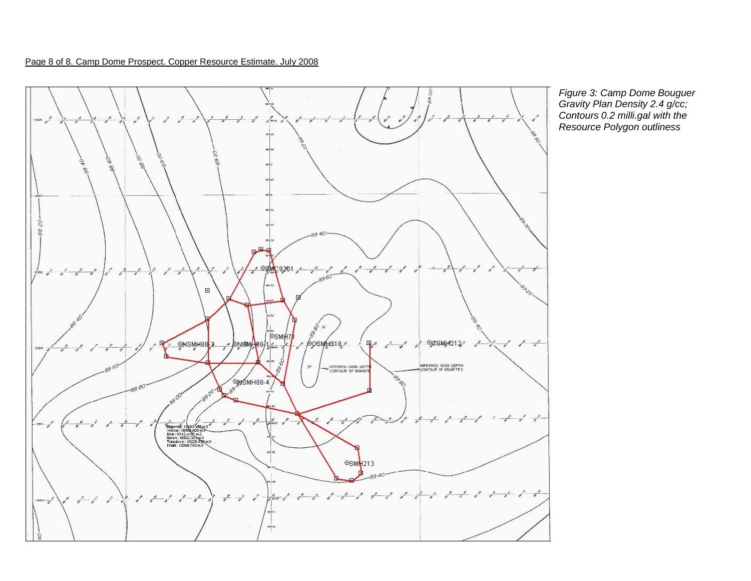Figure 3: Camp Dome Bouguer Gravity Plan Density 2.4 g/cc; Contours 0.2 milli.gal with the Resource Polygon outliness

89.40

89.60

89.80

89.60

88.60

88.80

89.00

89.20

89.40

88.40

88.20

88.40

88.60

88.80

89.00

89.20

89.00

89.20

89.40

89.60

88.80

89.40

89.20

89.00

89.60

H

H

SMC9201

SMH71

NSMH88-3

NSMH88-1

OSMH318

CSMH212

NSMH88-4

SMH213

INFERRED 100M. DEPTH CONTOUR OF GRANITE

INFERRED 100M. DEPTH CONTOUR OF GRANITE?

Magenta: 13083.455 m3
Yellow: 18508.605 m3
Blue: 9312.415 m2
Green: 18562.321 m3
Turquiose: 19229.538 m3
Khaki: 12068.763 m3